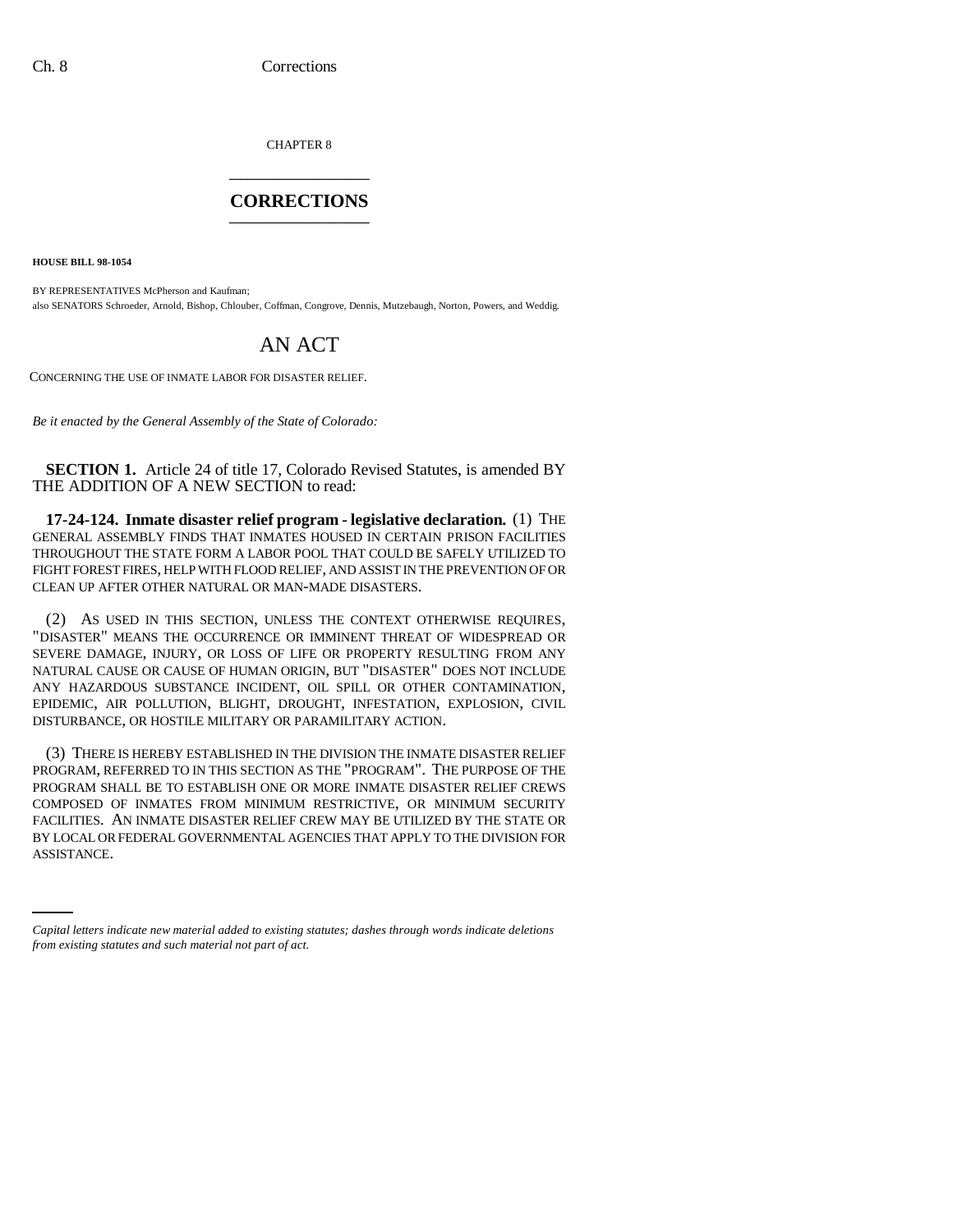CHAPTER 8

## CORRECTIONS

**HOUSE BILL 98-1054**

BY REPRESENTATIVES McPherson and Kaufman;
also SENATORS Schroeder, Arnold, Bishop, Chlouber, Coffman, Congrove, Dennis, Mutzebaugh, Norton, Powers, and Weddig.

# AN ACT

CONCERNING THE USE OF INMATE LABOR FOR DISASTER RELIEF.

*Be it enacted by the General Assembly of the State of Colorado:*

**SECTION 1.** Article 24 of title 17, Colorado Revised Statutes, is amended BY THE ADDITION OF A NEW SECTION to read:

**17-24-124. Inmate disaster relief program - legislative declaration.** (1) THE GENERAL ASSEMBLY FINDS THAT INMATES HOUSED IN CERTAIN PRISON FACILITIES THROUGHOUT THE STATE FORM A LABOR POOL THAT COULD BE SAFELY UTILIZED TO FIGHT FOREST FIRES, HELP WITH FLOOD RELIEF, AND ASSIST IN THE PREVENTION OF OR CLEAN UP AFTER OTHER NATURAL OR MAN-MADE DISASTERS.

(2) AS USED IN THIS SECTION, UNLESS THE CONTEXT OTHERWISE REQUIRES, "DISASTER" MEANS THE OCCURRENCE OR IMMINENT THREAT OF WIDESPREAD OR SEVERE DAMAGE, INJURY, OR LOSS OF LIFE OR PROPERTY RESULTING FROM ANY NATURAL CAUSE OR CAUSE OF HUMAN ORIGIN, BUT "DISASTER" DOES NOT INCLUDE ANY HAZARDOUS SUBSTANCE INCIDENT, OIL SPILL OR OTHER CONTAMINATION, EPIDEMIC, AIR POLLUTION, BLIGHT, DROUGHT, INFESTATION, EXPLOSION, CIVIL DISTURBANCE, OR HOSTILE MILITARY OR PARAMILITARY ACTION.

(3) THERE IS HEREBY ESTABLISHED IN THE DIVISION THE INMATE DISASTER RELIEF PROGRAM, REFERRED TO IN THIS SECTION AS THE "PROGRAM". THE PURPOSE OF THE PROGRAM SHALL BE TO ESTABLISH ONE OR MORE INMATE DISASTER RELIEF CREWS COMPOSED OF INMATES FROM MINIMUM RESTRICTIVE, OR MINIMUM SECURITY FACILITIES. AN INMATE DISASTER RELIEF CREW MAY BE UTILIZED BY THE STATE OR BY LOCAL OR FEDERAL GOVERNMENTAL AGENCIES THAT APPLY TO THE DIVISION FOR ASSISTANCE.

*Capital letters indicate new material added to existing statutes; dashes through words indicate deletions from existing statutes and such material not part of act.*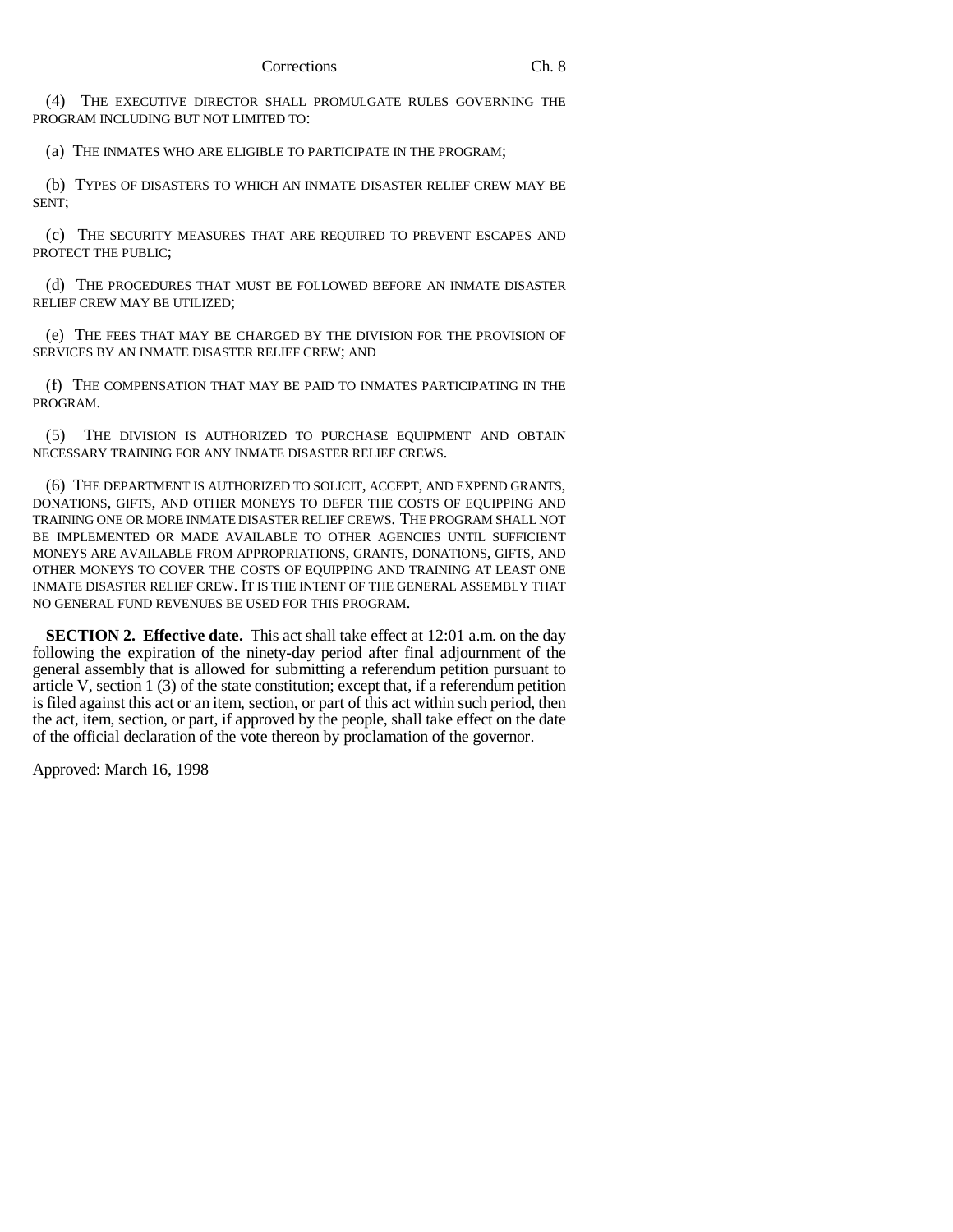(4) THE EXECUTIVE DIRECTOR SHALL PROMULGATE RULES GOVERNING THE PROGRAM INCLUDING BUT NOT LIMITED TO:

(a) THE INMATES WHO ARE ELIGIBLE TO PARTICIPATE IN THE PROGRAM;

(b) TYPES OF DISASTERS TO WHICH AN INMATE DISASTER RELIEF CREW MAY BE SENT;

(c) THE SECURITY MEASURES THAT ARE REQUIRED TO PREVENT ESCAPES AND PROTECT THE PUBLIC;

(d) THE PROCEDURES THAT MUST BE FOLLOWED BEFORE AN INMATE DISASTER RELIEF CREW MAY BE UTILIZED;

(e) THE FEES THAT MAY BE CHARGED BY THE DIVISION FOR THE PROVISION OF SERVICES BY AN INMATE DISASTER RELIEF CREW; AND

(f) THE COMPENSATION THAT MAY BE PAID TO INMATES PARTICIPATING IN THE PROGRAM.

(5) THE DIVISION IS AUTHORIZED TO PURCHASE EQUIPMENT AND OBTAIN NECESSARY TRAINING FOR ANY INMATE DISASTER RELIEF CREWS.

(6) THE DEPARTMENT IS AUTHORIZED TO SOLICIT, ACCEPT, AND EXPEND GRANTS, DONATIONS, GIFTS, AND OTHER MONEYS TO DEFER THE COSTS OF EQUIPPING AND TRAINING ONE OR MORE INMATE DISASTER RELIEF CREWS. THE PROGRAM SHALL NOT BE IMPLEMENTED OR MADE AVAILABLE TO OTHER AGENCIES UNTIL SUFFICIENT MONEYS ARE AVAILABLE FROM APPROPRIATIONS, GRANTS, DONATIONS, GIFTS, AND OTHER MONEYS TO COVER THE COSTS OF EQUIPPING AND TRAINING AT LEAST ONE INMATE DISASTER RELIEF CREW. IT IS THE INTENT OF THE GENERAL ASSEMBLY THAT NO GENERAL FUND REVENUES BE USED FOR THIS PROGRAM.

**SECTION 2. Effective date.** This act shall take effect at 12:01 a.m. on the day following the expiration of the ninety-day period after final adjournment of the general assembly that is allowed for submitting a referendum petition pursuant to article V, section 1 (3) of the state constitution; except that, if a referendum petition is filed against this act or an item, section, or part of this act within such period, then the act, item, section, or part, if approved by the people, shall take effect on the date of the official declaration of the vote thereon by proclamation of the governor.

Approved: March 16, 1998